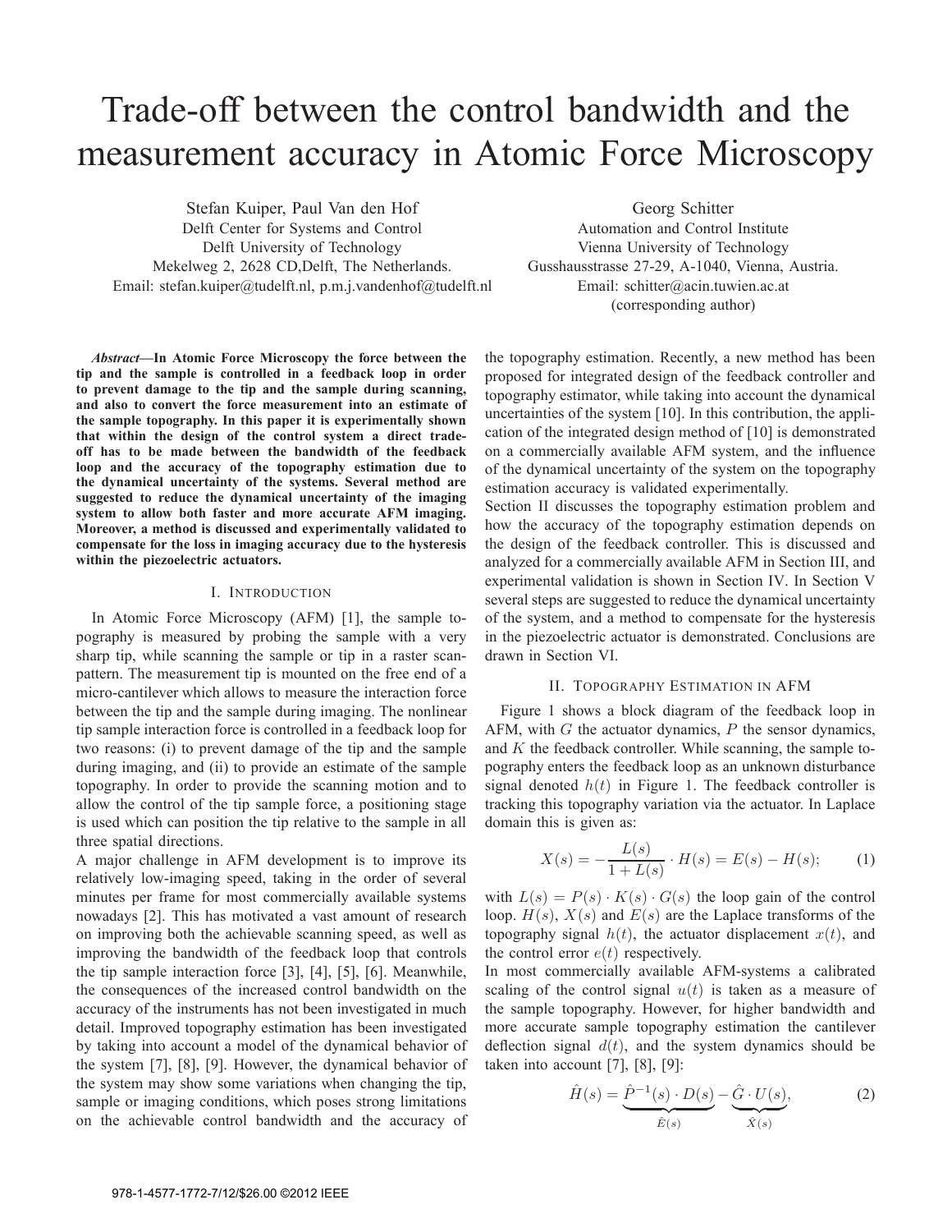# Trade-off between the control bandwidth and the measurement accuracy in Atomic Force Microscopy

Stefan Kuiper, Paul Van den Hof
Delft Center for Systems and Control
Delft University of Technology
Mekelweg 2, 2628 CD,Delft, The Netherlands.
Email: stefan.kuiper@tudelft.nl, p.m.j.vandenhof@tudelft.nl

Georg Schitter
Automation and Control Institute
Vienna University of Technology
Gusshausstrasse 27-29, A-1040, Vienna, Austria.
Email: schitter@acin.tuwien.ac.at
(corresponding author)

***Abstract*—In Atomic Force Microscopy the force between the tip and the sample is controlled in a feedback loop in order to prevent damage to the tip and the sample during scanning, and also to convert the force measurement into an estimate of the sample topography. In this paper it is experimentally shown that within the design of the control system a direct trade-off has to be made between the bandwidth of the feedback loop and the accuracy of the topography estimation due to the dynamical uncertainty of the systems. Several method are suggested to reduce the dynamical uncertainty of the imaging system to allow both faster and more accurate AFM imaging. Moreover, a method is discussed and experimentally validated to compensate for the loss in imaging accuracy due to the hysteresis within the piezoelectric actuators.**

## I. Introduction

In Atomic Force Microscopy (AFM) [1], the sample topography is measured by probing the sample with a very sharp tip, while scanning the sample or tip in a raster scan-pattern. The measurement tip is mounted on the free end of a micro-cantilever which allows to measure the interaction force between the tip and the sample during imaging. The nonlinear tip sample interaction force is controlled in a feedback loop for two reasons: (i) to prevent damage of the tip and the sample during imaging, and (ii) to provide an estimate of the sample topography. In order to provide the scanning motion and to allow the control of the tip sample force, a positioning stage is used which can position the tip relative to the sample in all three spatial directions.

A major challenge in AFM development is to improve its relatively low-imaging speed, taking in the order of several minutes per frame for most commercially available systems nowadays [2]. This has motivated a vast amount of research on improving both the achievable scanning speed, as well as improving the bandwidth of the feedback loop that controls the tip sample interaction force [3], [4], [5], [6]. Meanwhile, the consequences of the increased control bandwidth on the accuracy of the instruments has not been investigated in much detail. Improved topography estimation has been investigated by taking into account a model of the dynamical behavior of the system [7], [8], [9]. However, the dynamical behavior of the system may show some variations when changing the tip, sample or imaging conditions, which poses strong limitations on the achievable control bandwidth and the accuracy of the topography estimation. Recently, a new method has been proposed for integrated design of the feedback controller and topography estimator, while taking into account the dynamical uncertainties of the system [10]. In this contribution, the application of the integrated design method of [10] is demonstrated on a commercially available AFM system, and the influence of the dynamical uncertainty of the system on the topography estimation accuracy is validated experimentally.

Section II discusses the topography estimation problem and how the accuracy of the topography estimation depends on the design of the feedback controller. This is discussed and analyzed for a commercially available AFM in Section III, and experimental validation is shown in Section IV. In Section V several steps are suggested to reduce the dynamical uncertainty of the system, and a method to compensate for the hysteresis in the piezoelectric actuator is demonstrated. Conclusions are drawn in Section VI.

## II. Topography Estimation in AFM

Figure 1 shows a block diagram of the feedback loop in AFM, with $G$ the actuator dynamics, $P$ the sensor dynamics, and $K$ the feedback controller. While scanning, the sample topography enters the feedback loop as an unknown disturbance signal denoted $h(t)$ in Figure 1. The feedback controller is tracking this topography variation via the actuator. In Laplace domain this is given as:

$$X(s) = -\frac{L(s)}{1 + L(s)} \cdot H(s) = E(s) - H(s); \tag{1}$$

with $L(s) = P(s) \cdot K(s) \cdot G(s)$ the loop gain of the control loop. $H(s)$, $X(s)$ and $E(s)$ are the Laplace transforms of the topography signal $h(t)$, the actuator displacement $x(t)$, and the control error $e(t)$ respectively.

In most commercially available AFM-systems a calibrated scaling of the control signal $u(t)$ is taken as a measure of the sample topography. However, for higher bandwidth and more accurate sample topography estimation the cantilever deflection signal $d(t)$, and the system dynamics should be taken into account [7], [8], [9]:

$$\hat{H}(s) = \underbrace{\hat{P}^{-1}(s) \cdot D(s)}_{\hat{E}(s)} - \underbrace{\hat{G} \cdot U(s)}_{\hat{X}(s)}, \tag{2}$$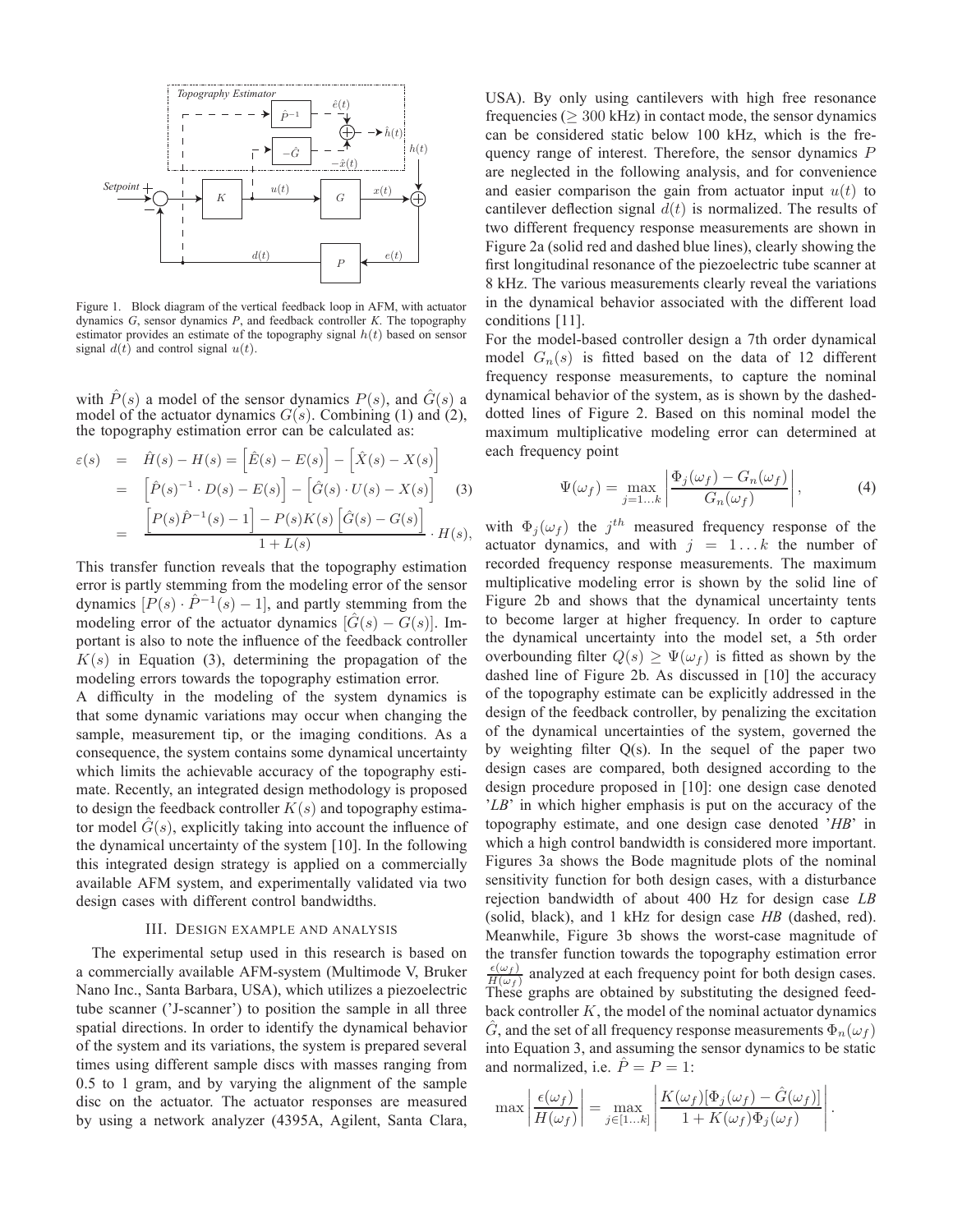Figure 1. Block diagram of the vertical feedback loop in AFM, with actuator dynamics *G*, sensor dynamics *P*, and feedback controller *K*. The topography estimator provides an estimate of the topography signal $h(t)$ based on sensor signal $d(t)$ and control signal $u(t)$.

with $\hat{P}(s)$ a model of the sensor dynamics $P(s)$, and $\hat{G}(s)$ a model of the actuator dynamics $G(s)$. Combining (1) and (2), the topography estimation error can be calculated as:

$$
\begin{aligned}
\varepsilon(s) &= \hat{H}(s) - H(s) = \left[\hat{E}(s) - E(s)\right] - \left[\hat{X}(s) - X(s)\right] \\
&= \left[\hat{P}(s)^{-1} \cdot D(s) - E(s)\right] - \left[\hat{G}(s) \cdot U(s) - X(s)\right] \quad (3) \\
&= \frac{\left[P(s)\hat{P}^{-1}(s) - 1\right] - P(s)K(s)\left[\hat{G}(s) - G(s)\right]}{1 + L(s)} \cdot H(s),
\end{aligned}
$$

This transfer function reveals that the topography estimation error is partly stemming from the modeling error of the sensor dynamics $[P(s) \cdot \hat{P}^{-1}(s) - 1]$, and partly stemming from the modeling error of the actuator dynamics $[\hat{G}(s) - G(s)]$. Important is also to note the influence of the feedback controller $K(s)$ in Equation (3), determining the propagation of the modeling errors towards the topography estimation error.

A difficulty in the modeling of the system dynamics is that some dynamic variations may occur when changing the sample, measurement tip, or the imaging conditions. As a consequence, the system contains some dynamical uncertainty which limits the achievable accuracy of the topography estimate. Recently, an integrated design methodology is proposed to design the feedback controller $K(s)$ and topography estimator model $\hat{G}(s)$, explicitly taking into account the influence of the dynamical uncertainty of the system [10]. In the following this integrated design strategy is applied on a commercially available AFM system, and experimentally validated via two design cases with different control bandwidths.

## III. Design example and analysis

The experimental setup used in this research is based on a commercially available AFM-system (Multimode V, Bruker Nano Inc., Santa Barbara, USA), which utilizes a piezoelectric tube scanner ('J-scanner') to position the sample in all three spatial directions. In order to identify the dynamical behavior of the system and its variations, the system is prepared several times using different sample discs with masses ranging from 0.5 to 1 gram, and by varying the alignment of the sample disc on the actuator. The actuator responses are measured by using a network analyzer (4395A, Agilent, Santa Clara, USA). By only using cantilevers with high free resonance frequencies ($\geq 300$ kHz) in contact mode, the sensor dynamics can be considered static below 100 kHz, which is the frequency range of interest. Therefore, the sensor dynamics $P$ are neglected in the following analysis, and for convenience and easier comparison the gain from actuator input $u(t)$ to cantilever deflection signal $d(t)$ is normalized. The results of two different frequency response measurements are shown in Figure 2a (solid red and dashed blue lines), clearly showing the first longitudinal resonance of the piezoelectric tube scanner at 8 kHz. The various measurements clearly reveal the variations in the dynamical behavior associated with the different load conditions [11].

For the model-based controller design a 7th order dynamical model $G_n(s)$ is fitted based on the data of 12 different frequency response measurements, to capture the nominal dynamical behavior of the system, as is shown by the dashed-dotted lines of Figure 2. Based on this nominal model the maximum multiplicative modeling error can determined at each frequency point

$$
\Psi(\omega_f) = \max_{j=1\ldots k} \left| \frac{\Phi_j(\omega_f) - G_n(\omega_f)}{G_n(\omega_f)} \right|, \quad (4)
$$

with $\Phi_j(\omega_f)$ the $j^{th}$ measured frequency response of the actuator dynamics, and with $j = 1 \ldots k$ the number of recorded frequency response measurements. The maximum multiplicative modeling error is shown by the solid line of Figure 2b and shows that the dynamical uncertainty tents to become larger at higher frequency. In order to capture the dynamical uncertainty into the model set, a 5th order overbounding filter $Q(s) \geq \Psi(\omega_f)$ is fitted as shown by the dashed line of Figure 2b. As discussed in [10] the accuracy of the topography estimate can be explicitly addressed in the design of the feedback controller, by penalizing the excitation of the dynamical uncertainties of the system, governed the by weighting filter Q(s). In the sequel of the paper two design cases are compared, both designed according to the design procedure proposed in [10]: one design case denoted '*LB*' in which higher emphasis is put on the accuracy of the topography estimate, and one design case denoted '*HB*' in which a high control bandwidth is considered more important. Figures 3a shows the Bode magnitude plots of the nominal sensitivity function for both design cases, with a disturbance rejection bandwidth of about 400 Hz for design case *LB* (solid, black), and 1 kHz for design case *HB* (dashed, red). Meanwhile, Figure 3b shows the worst-case magnitude of the transfer function towards the topography estimation error $\frac{\epsilon(\omega_f)}{H(\omega_f)}$ analyzed at each frequency point for both design cases. These graphs are obtained by substituting the designed feedback controller $K$, the model of the nominal actuator dynamics $\hat{G}$, and the set of all frequency response measurements $\Phi_n(\omega_f)$ into Equation 3, and assuming the sensor dynamics to be static and normalized, i.e. $\hat{P} = P = 1$:

$$
\max \left| \frac{\epsilon(\omega_f)}{H(\omega_f)} \right| = \max_{j \in [1\ldots k]} \left| \frac{K(\omega_f)[\Phi_j(\omega_f) - \hat{G}(\omega_f)]}{1 + K(\omega_f)\Phi_j(\omega_f)} \right|.
$$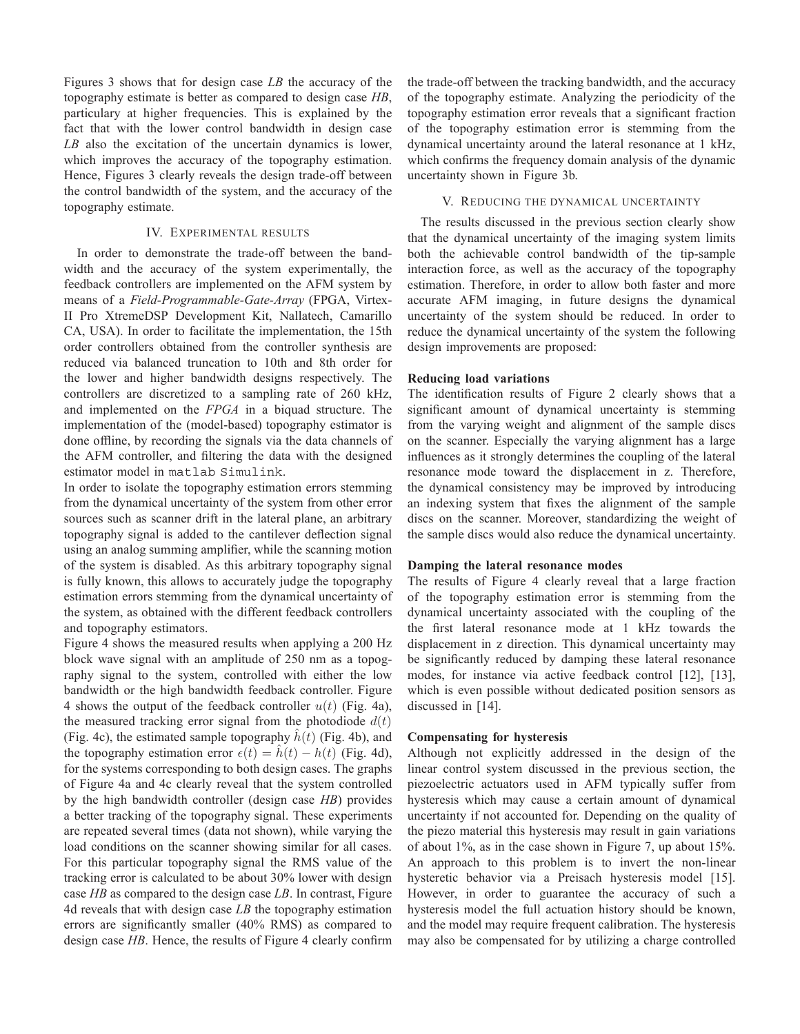Figures 3 shows that for design case *LB* the accuracy of the topography estimate is better as compared to design case *HB*, particulary at higher frequencies. This is explained by the fact that with the lower control bandwidth in design case *LB* also the excitation of the uncertain dynamics is lower, which improves the accuracy of the topography estimation. Hence, Figures 3 clearly reveals the design trade-off between the control bandwidth of the system, and the accuracy of the topography estimate.

## IV. Experimental results

In order to demonstrate the trade-off between the bandwidth and the accuracy of the system experimentally, the feedback controllers are implemented on the AFM system by means of a *Field-Programmable-Gate-Array* (FPGA, Virtex-II Pro XtremeDSP Development Kit, Nallatech, Camarillo CA, USA). In order to facilitate the implementation, the 15th order controllers obtained from the controller synthesis are reduced via balanced truncation to 10th and 8th order for the lower and higher bandwidth designs respectively. The controllers are discretized to a sampling rate of 260 kHz, and implemented on the *FPGA* in a biquad structure. The implementation of the (model-based) topography estimator is done offline, by recording the signals via the data channels of the AFM controller, and filtering the data with the designed estimator model in `matlab Simulink`.

In order to isolate the topography estimation errors stemming from the dynamical uncertainty of the system from other error sources such as scanner drift in the lateral plane, an arbitrary topography signal is added to the cantilever deflection signal using an analog summing amplifier, while the scanning motion of the system is disabled. As this arbitrary topography signal is fully known, this allows to accurately judge the topography estimation errors stemming from the dynamical uncertainty of the system, as obtained with the different feedback controllers and topography estimators.

Figure 4 shows the measured results when applying a 200 Hz block wave signal with an amplitude of 250 nm as a topography signal to the system, controlled with either the low bandwidth or the high bandwidth feedback controller. Figure 4 shows the output of the feedback controller $u(t)$ (Fig. 4a), the measured tracking error signal from the photodiode $d(t)$ (Fig. 4c), the estimated sample topography $\hat{h}(t)$ (Fig. 4b), and the topography estimation error $\epsilon(t) = \hat{h}(t) - h(t)$ (Fig. 4d), for the systems corresponding to both design cases. The graphs of Figure 4a and 4c clearly reveal that the system controlled by the high bandwidth controller (design case *HB*) provides a better tracking of the topography signal. These experiments are repeated several times (data not shown), while varying the load conditions on the scanner showing similar for all cases. For this particular topography signal the RMS value of the tracking error is calculated to be about 30% lower with design case *HB* as compared to the design case *LB*. In contrast, Figure 4d reveals that with design case *LB* the topography estimation errors are significantly smaller (40% RMS) as compared to design case *HB*. Hence, the results of Figure 4 clearly confirm the trade-off between the tracking bandwidth, and the accuracy of the topography estimate. Analyzing the periodicity of the topography estimation error reveals that a significant fraction of the topography estimation error is stemming from the dynamical uncertainty around the lateral resonance at 1 kHz, which confirms the frequency domain analysis of the dynamic uncertainty shown in Figure 3b.

## V. Reducing the dynamical uncertainty

The results discussed in the previous section clearly show that the dynamical uncertainty of the imaging system limits both the achievable control bandwidth of the tip-sample interaction force, as well as the accuracy of the topography estimation. Therefore, in order to allow both faster and more accurate AFM imaging, in future designs the dynamical uncertainty of the system should be reduced. In order to reduce the dynamical uncertainty of the system the following design improvements are proposed:

**Reducing load variations**

The identification results of Figure 2 clearly shows that a significant amount of dynamical uncertainty is stemming from the varying weight and alignment of the sample discs on the scanner. Especially the varying alignment has a large influences as it strongly determines the coupling of the lateral resonance mode toward the displacement in z. Therefore, the dynamical consistency may be improved by introducing an indexing system that fixes the alignment of the sample discs on the scanner. Moreover, standardizing the weight of the sample discs would also reduce the dynamical uncertainty.

**Damping the lateral resonance modes**

The results of Figure 4 clearly reveal that a large fraction of the topography estimation error is stemming from the dynamical uncertainty associated with the coupling of the the first lateral resonance mode at 1 kHz towards the displacement in z direction. This dynamical uncertainty may be significantly reduced by damping these lateral resonance modes, for instance via active feedback control [12], [13], which is even possible without dedicated position sensors as discussed in [14].

**Compensating for hysteresis**

Although not explicitly addressed in the design of the linear control system discussed in the previous section, the piezoelectric actuators used in AFM typically suffer from hysteresis which may cause a certain amount of dynamical uncertainty if not accounted for. Depending on the quality of the piezo material this hysteresis may result in gain variations of about 1%, as in the case shown in Figure 7, up about 15%. An approach to this problem is to invert the non-linear hysteretic behavior via a Preisach hysteresis model [15]. However, in order to guarantee the accuracy of such a hysteresis model the full actuation history should be known, and the model may require frequent calibration. The hysteresis may also be compensated for by utilizing a charge controlled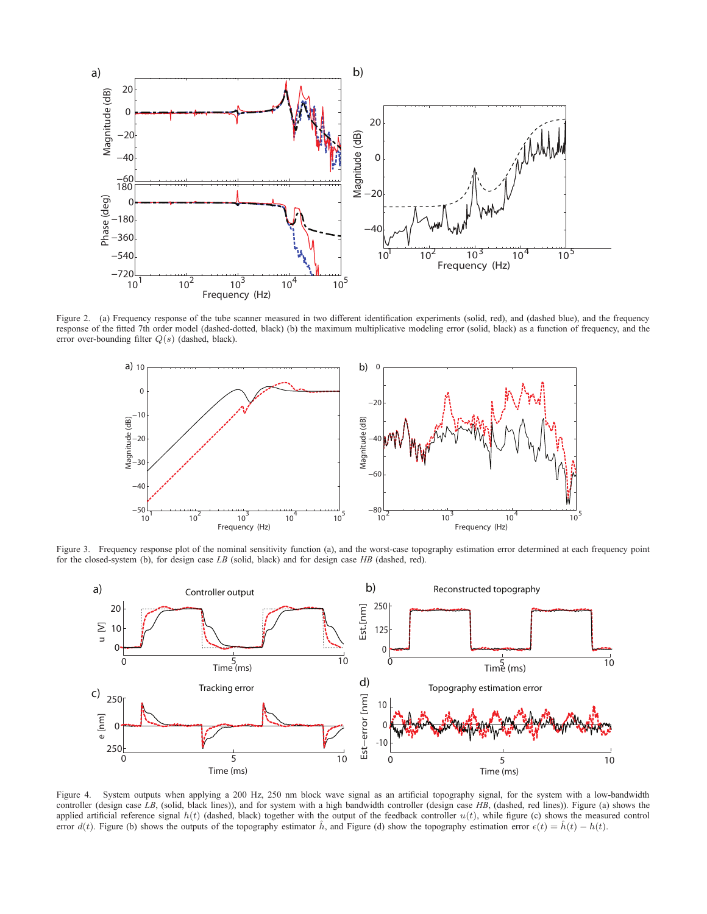Figure 2. (a) Frequency response of the tube scanner measured in two different identification experiments (solid, red), and (dashed blue), and the frequency response of the fitted 7th order model (dashed-dotted, black) (b) the maximum multiplicative modeling error (solid, black) as a function of frequency, and the error over-bounding filter $Q(s)$ (dashed, black).

Figure 3. Frequency response plot of the nominal sensitivity function (a), and the worst-case topography estimation error determined at each frequency point for the closed-system (b), for design case *LB* (solid, black) and for design case *HB* (dashed, red).

Figure 4. System outputs when applying a 200 Hz, 250 nm block wave signal as an artificial topography signal, for the system with a low-bandwidth controller (design case *LB*, (solid, black lines)), and for system with a high bandwidth controller (design case *HB*, (dashed, red lines)). Figure (a) shows the applied artificial reference signal $h(t)$ (dashed, black) together with the output of the feedback controller $u(t)$, while figure (c) shows the measured control error $d(t)$. Figure (b) shows the outputs of the topography estimator $\hat{h}$, and Figure (d) show the topography estimation error $\epsilon(t) = \hat{h}(t) - h(t)$.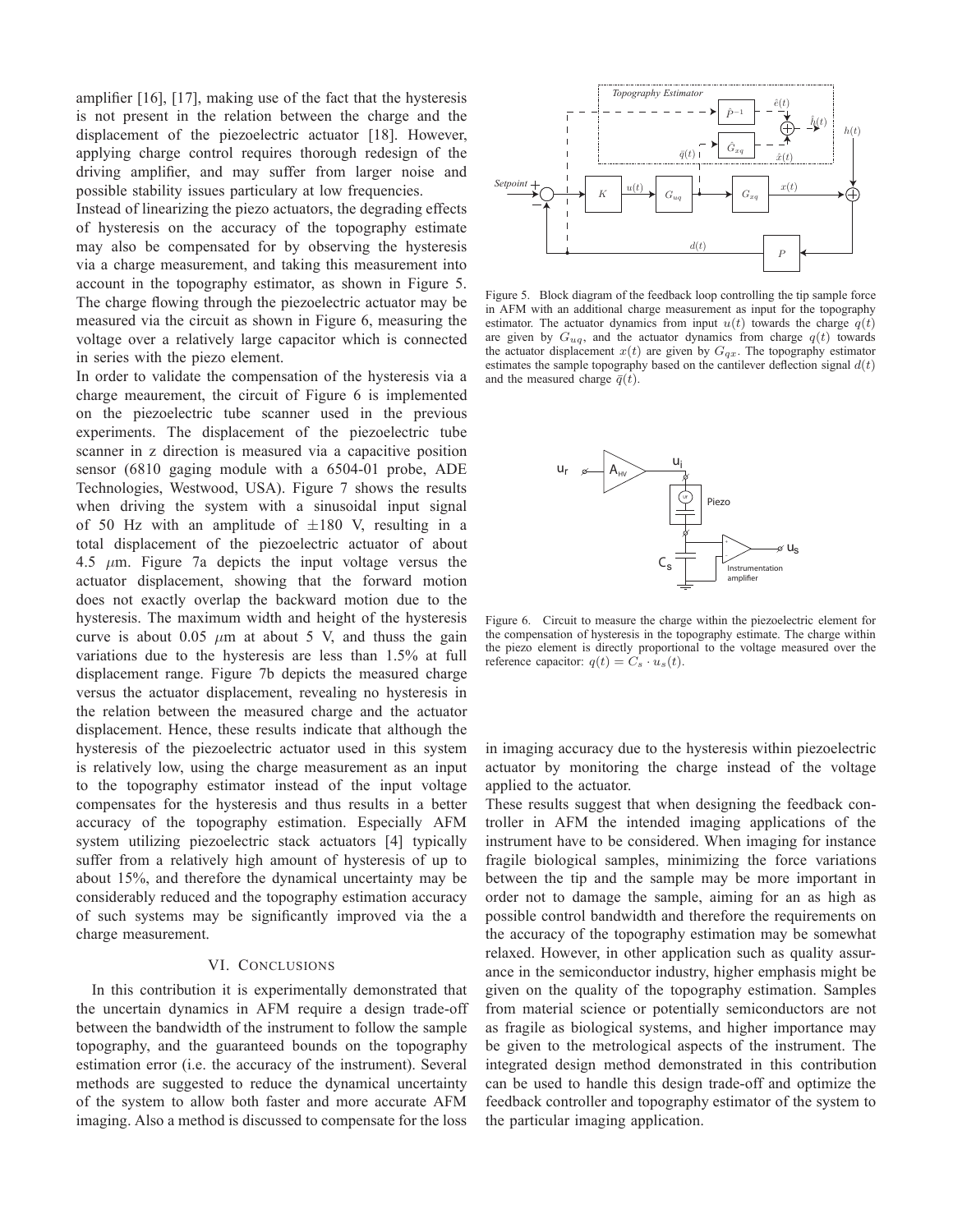amplifier [16], [17], making use of the fact that the hysteresis is not present in the relation between the charge and the displacement of the piezoelectric actuator [18]. However, applying charge control requires thorough redesign of the driving amplifier, and may suffer from larger noise and possible stability issues particulary at low frequencies.

Instead of linearizing the piezo actuators, the degrading effects of hysteresis on the accuracy of the topography estimate may also be compensated for by observing the hysteresis via a charge measurement, and taking this measurement into account in the topography estimator, as shown in Figure 5. The charge flowing through the piezoelectric actuator may be measured via the circuit as shown in Figure 6, measuring the voltage over a relatively large capacitor which is connected in series with the piezo element.

In order to validate the compensation of the hysteresis via a charge meaurement, the circuit of Figure 6 is implemented on the piezoelectric tube scanner used in the previous experiments. The displacement of the piezoelectric tube scanner in z direction is measured via a capacitive position sensor (6810 gaging module with a 6504-01 probe, ADE Technologies, Westwood, USA). Figure 7 shows the results when driving the system with a sinusoidal input signal of 50 Hz with an amplitude of $\pm 180$ V, resulting in a total displacement of the piezoelectric actuator of about 4.5 $\mu$m. Figure 7a depicts the input voltage versus the actuator displacement, showing that the forward motion does not exactly overlap the backward motion due to the hysteresis. The maximum width and height of the hysteresis curve is about 0.05 $\mu$m at about 5 V, and thuss the gain variations due to the hysteresis are less than 1.5% at full displacement range. Figure 7b depicts the measured charge versus the actuator displacement, revealing no hysteresis in the relation between the measured charge and the actuator displacement. Hence, these results indicate that although the hysteresis of the piezoelectric actuator used in this system is relatively low, using the charge measurement as an input to the topography estimator instead of the input voltage compensates for the hysteresis and thus results in a better accuracy of the topography estimation. Especially AFM system utilizing piezoelectric stack actuators [4] typically suffer from a relatively high amount of hysteresis of up to about 15%, and therefore the dynamical uncertainty may be considerably reduced and the topography estimation accuracy of such systems may be significantly improved via the a charge measurement.

Figure 5. Block diagram of the feedback loop controlling the tip sample force in AFM with an additional charge measurement as input for the topography estimator. The actuator dynamics from input $u(t)$ towards the charge $q(t)$ are given by $G_{uq}$, and the actuator dynamics from charge $q(t)$ towards the actuator displacement $x(t)$ are given by $G_{qx}$. The topography estimator estimates the sample topography based on the cantilever deflection signal $d(t)$ and the measured charge $\bar{q}(t)$.

Figure 6. Circuit to measure the charge within the piezoelectric element for the compensation of hysteresis in the topography estimate. The charge within the piezo element is directly proportional to the voltage measured over the reference capacitor: $q(t) = C_s \cdot u_s(t)$.

## VI. Conclusions

In this contribution it is experimentally demonstrated that the uncertain dynamics in AFM require a design trade-off between the bandwidth of the instrument to follow the sample topography, and the guaranteed bounds on the topography estimation error (i.e. the accuracy of the instrument). Several methods are suggested to reduce the dynamical uncertainty of the system to allow both faster and more accurate AFM imaging. Also a method is discussed to compensate for the loss in imaging accuracy due to the hysteresis within piezoelectric actuator by monitoring the charge instead of the voltage applied to the actuator.

These results suggest that when designing the feedback controller in AFM the intended imaging applications of the instrument have to be considered. When imaging for instance fragile biological samples, minimizing the force variations between the tip and the sample may be more important in order not to damage the sample, aiming for an as high as possible control bandwidth and therefore the requirements on the accuracy of the topography estimation may be somewhat relaxed. However, in other application such as quality assurance in the semiconductor industry, higher emphasis might be given on the quality of the topography estimation. Samples from material science or potentially semiconductors are not as fragile as biological systems, and higher importance may be given to the metrological aspects of the instrument. The integrated design method demonstrated in this contribution can be used to handle this design trade-off and optimize the feedback controller and topography estimator of the system to the particular imaging application.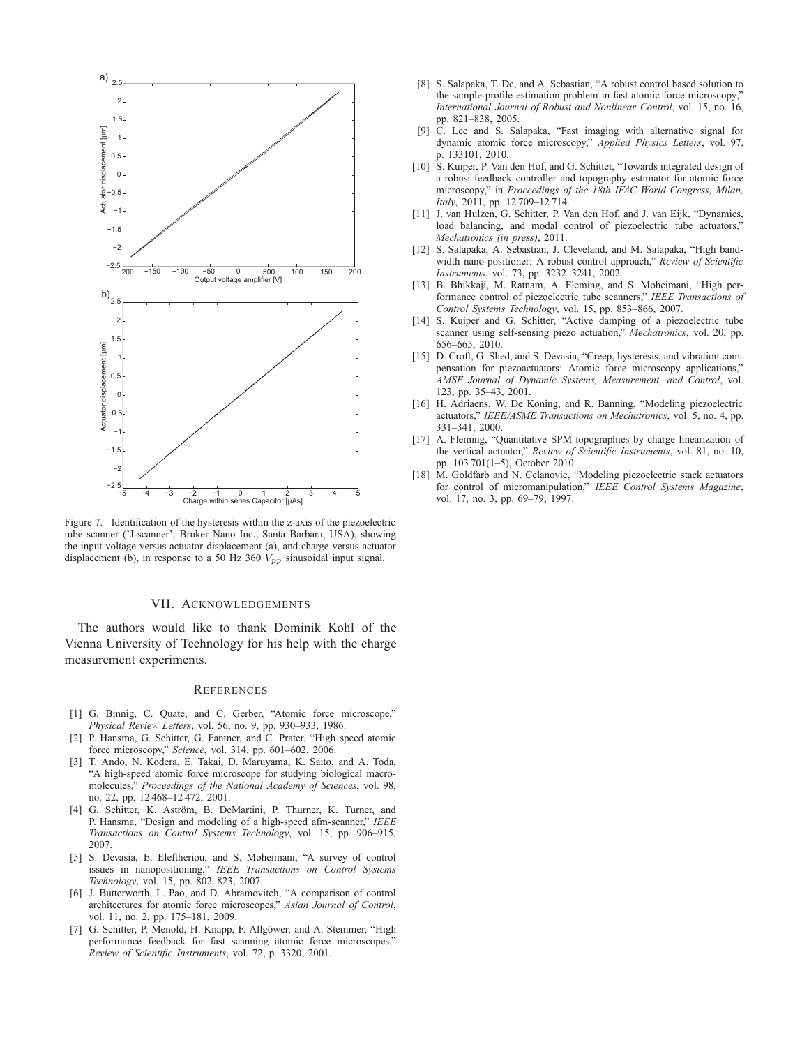a)

Actuator displacement [μm]

2.5
2
1.5
1
0.5
0
−0.5
−1
−1.5
−2
−2.5

−200 −150 −100 −50 0 500 100 150 200

Output voltage amplifier [V]

b)

Actuator displacement [μm]

2.5
2
1.5
1
0.5
0
−0.5
−1
−1.5
−2
−2.5

−5 −4 −3 −2 −1 0 1 2 3 4 5

Charge within series Capacitor [μAs]

Figure 7. Identification of the hysteresis within the z-axis of the piezoelectric tube scanner ('J-scanner', Bruker Nano Inc., Santa Barbara, USA), showing the input voltage versus actuator displacement (a), and charge versus actuator displacement (b), in response to a 50 Hz 360 $V_{pp}$ sinusoidal input signal.

## VII. Acknowledgements

The authors would like to thank Dominik Kohl of the Vienna University of Technology for his help with the charge measurement experiments.

## References

[1] G. Binnig, C. Quate, and C. Gerber, "Atomic force microscope," *Physical Review Letters*, vol. 56, no. 9, pp. 930–933, 1986.

[2] P. Hansma, G. Schitter, G. Fantner, and C. Prater, "High speed atomic force microscopy," *Science*, vol. 314, pp. 601–602, 2006.

[3] T. Ando, N. Kodera, E. Takai, D. Maruyama, K. Saito, and A. Toda, "A high-speed atomic force microscope for studying biological macromolecules," *Proceedings of the National Academy of Sciences*, vol. 98, no. 22, pp. 12 468–12 472, 2001.

[4] G. Schitter, K. Aström, B. DeMartini, P. Thurner, K. Turner, and P. Hansma, "Design and modeling of a high-speed afm-scanner," *IEEE Transactions on Control Systems Technology*, vol. 15, pp. 906–915, 2007.

[5] S. Devasia, E. Eleftheriou, and S. Moheimani, "A survey of control issues in nanopositioning," *IEEE Transactions on Control Systems Technology*, vol. 15, pp. 802–823, 2007.

[6] J. Butterworth, L. Pao, and D. Abramovitch, "A comparison of control architectures for atomic force microscopes," *Asian Journal of Control*, vol. 11, no. 2, pp. 175–181, 2009.

[7] G. Schitter, P. Menold, H. Knapp, F. Allgöwer, and A. Stemmer, "High performance feedback for fast scanning atomic force microscopes," *Review of Scientific Instruments*, vol. 72, p. 3320, 2001.

[8] S. Salapaka, T. De, and A. Sebastian, "A robust control based solution to the sample-profile estimation problem in fast atomic force microscopy," *International Journal of Robust and Nonlinear Control*, vol. 15, no. 16, pp. 821–838, 2005.

[9] C. Lee and S. Salapaka, "Fast imaging with alternative signal for dynamic atomic force microscopy," *Applied Physics Letters*, vol. 97, p. 133101, 2010.

[10] S. Kuiper, P. Van den Hof, and G. Schitter, "Towards integrated design of a robust feedback controller and topography estimator for atomic force microscopy," in *Proceedings of the 18th IFAC World Congress, Milan, Italy*, 2011, pp. 12 709–12 714.

[11] J. van Hulzen, G. Schitter, P. Van den Hof, and J. van Eijk, "Dynamics, load balancing, and modal control of piezoelectric tube actuators," *Mechatronics (in press)*, 2011.

[12] S. Salapaka, A. Sebastian, J. Cleveland, and M. Salapaka, "High bandwidth nano-positioner: A robust control approach," *Review of Scientific Instruments*, vol. 73, pp. 3232–3241, 2002.

[13] B. Bhikkaji, M. Ratnam, A. Fleming, and S. Moheimani, "High performance control of piezoelectric tube scanners," *IEEE Transactions of Control Systems Technology*, vol. 15, pp. 853–866, 2007.

[14] S. Kuiper and G. Schitter, "Active damping of a piezoelectric tube scanner using self-sensing piezo actuation," *Mechatronics*, vol. 20, pp. 656–665, 2010.

[15] D. Croft, G. Shed, and S. Devasia, "Creep, hysteresis, and vibration compensation for piezoactuators: Atomic force microscopy applications," *AMSE Journal of Dynamic Systems, Measurement, and Control*, vol. 123, pp. 35–43, 2001.

[16] H. Adriaens, W. De Koning, and R. Banning, "Modeling piezoelectric actuators," *IEEE/ASME Transactions on Mechatronics*, vol. 5, no. 4, pp. 331–341, 2000.

[17] A. Fleming, "Quantitative SPM topographies by charge linearization of the vertical actuator," *Review of Scientific Instruments*, vol. 81, no. 10, pp. 103 701(1–5), October 2010.

[18] M. Goldfarb and N. Celanovic, "Modeling piezoelectric stack actuators for control of micromanipulation," *IEEE Control Systems Magazine*, vol. 17, no. 3, pp. 69–79, 1997.